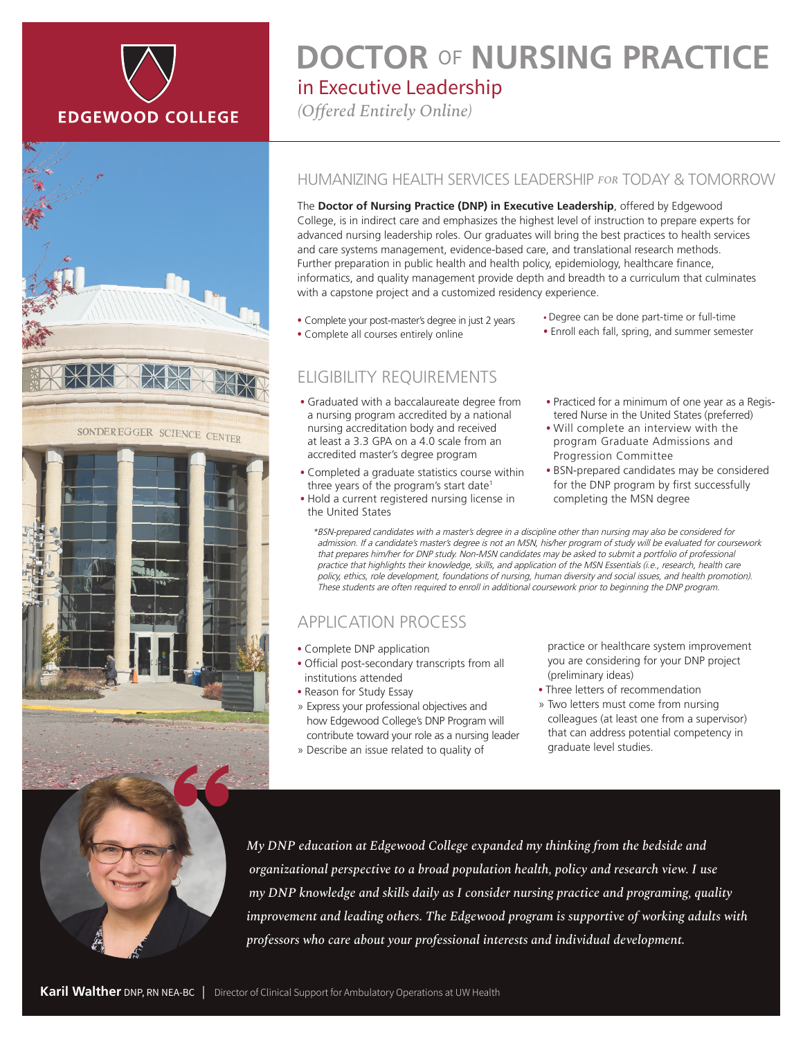EDGEWOOD COLLEGE

# DOCTOR OF NURSING PRACTICE

## in Executive Leadership

*(Offered Entirely Online)*

## HUMANIZING HEALTH SERVICES LEADERSHIP *FOR* TODAY & TOMORROW

The **Doctor of Nursing Practice (DNP) in Executive Leadership**, offered by Edgewood College, is in indirect care and emphasizes the highest level of instruction to prepare experts for advanced nursing leadership roles. Our graduates will bring the best practices to health services and care systems management, evidence-based care, and translational research methods. Further preparation in public health and health policy, epidemiology, healthcare finance, informatics, and quality management provide depth and breadth to a curriculum that culminates with a capstone project and a customized residency experience.

- Complete your post-master's degree in just 2 years
- Complete all courses entirely online
- Degree can be done part-time or full-time
- Enroll each fall, spring, and summer semester

## ELIGIBILITY REQUIREMENTS

- Graduated with a baccalaureate degree from a nursing program accredited by a national nursing accreditation body and received at least a 3.3 GPA on a 4.0 scale from an accredited master's degree program
- Completed a graduate statistics course within three years of the program's start date[1]
- Hold a current registered nursing license in the United States
- Practiced for a minimum of one year as a Registered Nurse in the United States (preferred)
- Will complete an interview with the program Graduate Admissions and Progression Committee
- BSN-prepared candidates may be considered for the DNP program by first successfully completing the MSN degree

*\*BSN-prepared candidates with a master's degree in a discipline other than nursing may also be considered for admission. If a candidate's master's degree is not an MSN, his/her program of study will be evaluated for coursework that prepares him/her for DNP study. Non-MSN candidates may be asked to submit a portfolio of professional practice that highlights their knowledge, skills, and application of the MSN Essentials (i.e., research, health care policy, ethics, role development, foundations of nursing, human diversity and social issues, and health promotion). These students are often required to enroll in additional coursework prior to beginning the DNP program.*

## APPLICATION PROCESS

- Complete DNP application
- Official post-secondary transcripts from all institutions attended
- Reason for Study Essay
  - » Express your professional objectives and how Edgewood College's DNP Program will contribute toward your role as a nursing leader
  - » Describe an issue related to quality of practice or healthcare system improvement you are considering for your DNP project (preliminary ideas)
- Three letters of recommendation
  - » Two letters must come from nursing colleagues (at least one from a supervisor) that can address potential competency in graduate level studies.

> *My DNP education at Edgewood College expanded my thinking from the bedside and organizational perspective to a broad population health, policy and research view. I use my DNP knowledge and skills daily as I consider nursing practice and programing, quality improvement and leading others. The Edgewood program is supportive of working adults with professors who care about your professional interests and individual development.*

**Karil Walther** DNP, RN NEA-BC | Director of Clinical Support for Ambulatory Operations at UW Health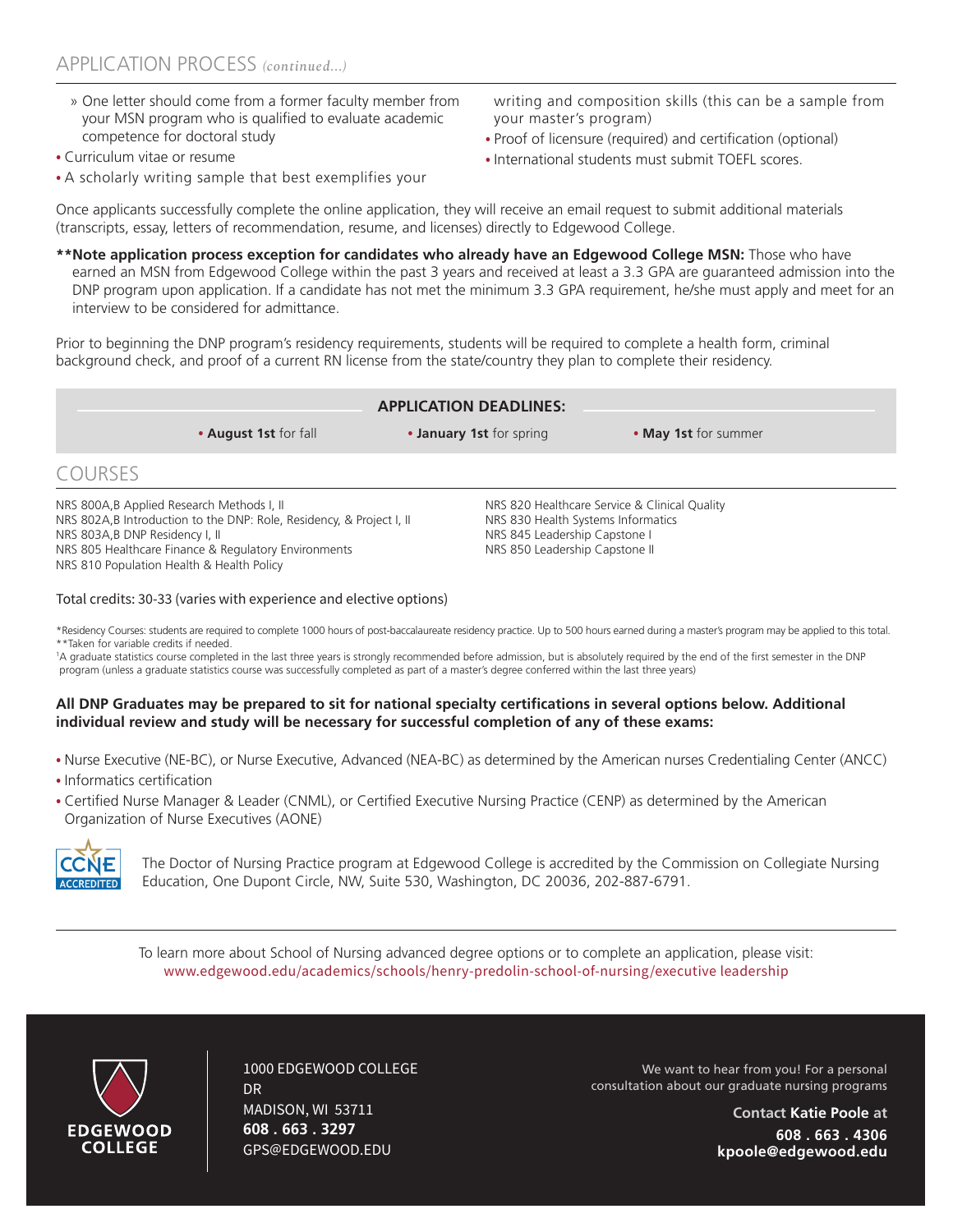## APPLICATION PROCESS *(continued...)*

- One letter should come from a former faculty member from your MSN program who is qualified to evaluate academic competence for doctoral study
- Curriculum vitae or resume
- A scholarly writing sample that best exemplifies your writing and composition skills (this can be a sample from your master's program)
- Proof of licensure (required) and certification (optional)
- International students must submit TOEFL scores.

Once applicants successfully complete the online application, they will receive an email request to submit additional materials (transcripts, essay, letters of recommendation, resume, and licenses) directly to Edgewood College.

**Note application process exception for candidates who already have an Edgewood College MSN:** Those who have earned an MSN from Edgewood College within the past 3 years and received at least a 3.3 GPA are guaranteed admission into the DNP program upon application. If a candidate has not met the minimum 3.3 GPA requirement, he/she must apply and meet for an interview to be considered for admittance.

Prior to beginning the DNP program's residency requirements, students will be required to complete a health form, criminal background check, and proof of a current RN license from the state/country they plan to complete their residency.

**APPLICATION DEADLINES:**

- **August 1st** for fall
- **January 1st** for spring
- **May 1st** for summer

## COURSES

NRS 800A,B Applied Research Methods I, II
NRS 802A,B Introduction to the DNP: Role, Residency, & Project I, II
NRS 803A,B DNP Residency I, II
NRS 805 Healthcare Finance & Regulatory Environments
NRS 810 Population Health & Health Policy
NRS 820 Healthcare Service & Clinical Quality
NRS 830 Health Systems Informatics
NRS 845 Leadership Capstone I
NRS 850 Leadership Capstone II

Total credits: 30-33 (varies with experience and elective options)

*Residency Courses: students are required to complete 1000 hours of post-baccalaureate residency practice. Up to 500 hours earned during a master's program may be applied to this total.
**Taken for variable credits if needed.
[1]A graduate statistics course completed in the last three years is strongly recommended before admission, but is absolutely required by the end of the first semester in the DNP program (unless a graduate statistics course was successfully completed as part of a master's degree conferred within the last three years)

**All DNP Graduates may be prepared to sit for national specialty certifications in several options below. Additional individual review and study will be necessary for successful completion of any of these exams:**

- Nurse Executive (NE-BC), or Nurse Executive, Advanced (NEA-BC) as determined by the American nurses Credentialing Center (ANCC)
- Informatics certification
- Certified Nurse Manager & Leader (CNML), or Certified Executive Nursing Practice (CENP) as determined by the American Organization of Nurse Executives (AONE)

CCNE ACCREDITED

The Doctor of Nursing Practice program at Edgewood College is accredited by the Commission on Collegiate Nursing Education, One Dupont Circle, NW, Suite 530, Washington, DC 20036, 202-887-6791.

To learn more about School of Nursing advanced degree options or to complete an application, please visit:
www.edgewood.edu/academics/schools/henry-predolin-school-of-nursing/executive leadership

EDGEWOOD COLLEGE

1000 EDGEWOOD COLLEGE DR
MADISON, WI 53711
**608 . 663 . 3297**
GPS@EDGEWOOD.EDU

We want to hear from you! For a personal consultation about our graduate nursing programs

**Contact Katie Poole at**
**608 . 663 . 4306**
**kpoole@edgewood.edu**